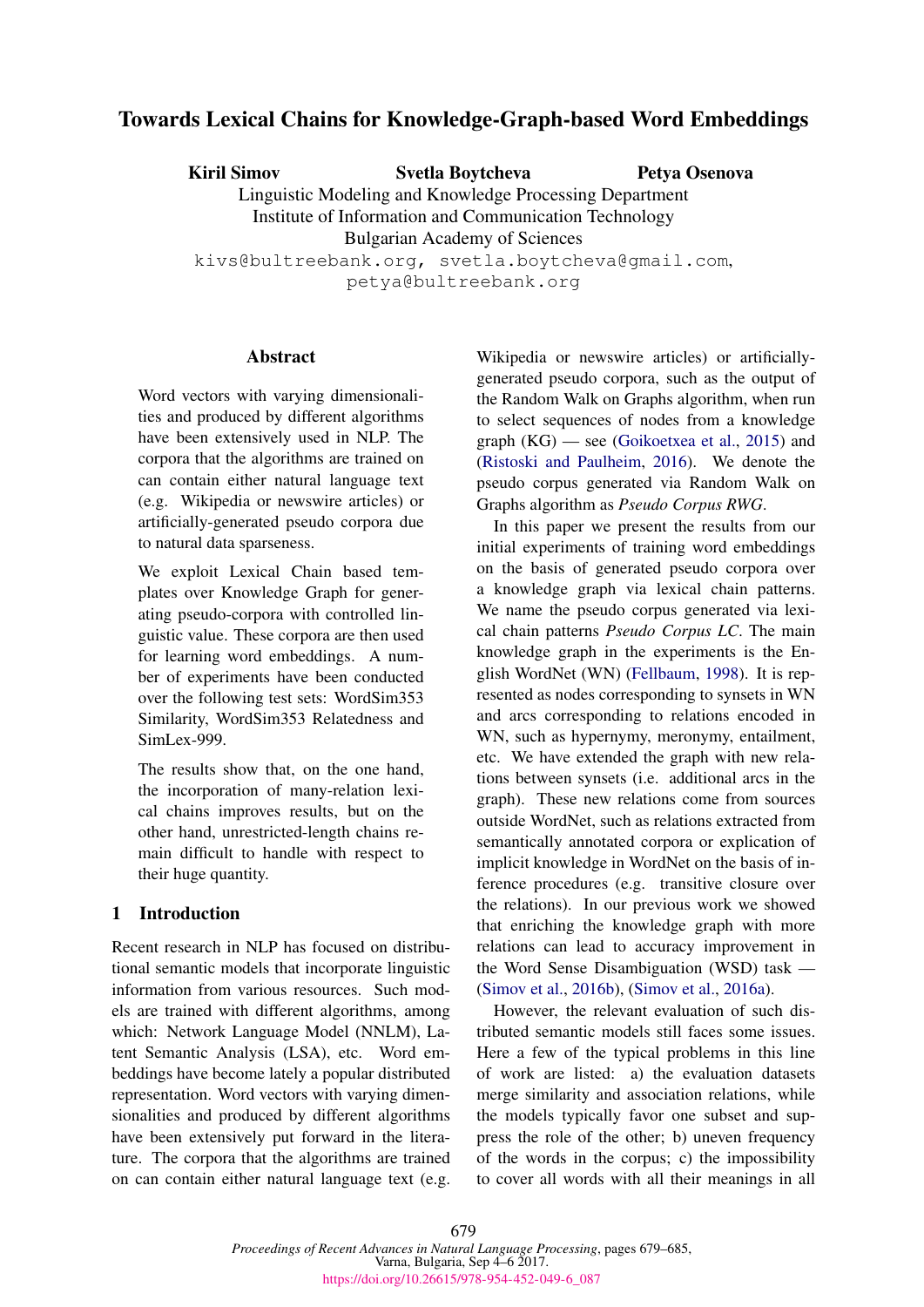# Towards Lexical Chains for Knowledge-Graph-based Word Embeddings

**Kiril Simov** **Svetla Boytcheva** **Petya Osenova**

Linguistic Modeling and Knowledge Processing Department
Institute of Information and Communication Technology
Bulgarian Academy of Sciences

kivs@bultreebank.org, svetla.boytcheva@gmail.com, petya@bultreebank.org

## Abstract

Word vectors with varying dimensionalities and produced by different algorithms have been extensively used in NLP. The corpora that the algorithms are trained on can contain either natural language text (e.g. Wikipedia or newswire articles) or artificially-generated pseudo corpora due to natural data sparseness.

We exploit Lexical Chain based templates over Knowledge Graph for generating pseudo-corpora with controlled linguistic value. These corpora are then used for learning word embeddings. A number of experiments have been conducted over the following test sets: WordSim353 Similarity, WordSim353 Relatedness and SimLex-999.

The results show that, on the one hand, the incorporation of many-relation lexical chains improves results, but on the other hand, unrestricted-length chains remain difficult to handle with respect to their huge quantity.

## 1 Introduction

Recent research in NLP has focused on distributional semantic models that incorporate linguistic information from various resources. Such models are trained with different algorithms, among which: Network Language Model (NNLM), Latent Semantic Analysis (LSA), etc. Word embeddings have become lately a popular distributed representation. Word vectors with varying dimensionalities and produced by different algorithms have been extensively put forward in the literature. The corpora that the algorithms are trained on can contain either natural language text (e.g. Wikipedia or newswire articles) or artificially-generated pseudo corpora, such as the output of the Random Walk on Graphs algorithm, when run to select sequences of nodes from a knowledge graph (KG) — see (Goikoetxea et al., 2015) and (Ristoski and Paulheim, 2016). We denote the pseudo corpus generated via Random Walk on Graphs algorithm as *Pseudo Corpus RWG*.

In this paper we present the results from our initial experiments of training word embeddings on the basis of generated pseudo corpora over a knowledge graph via lexical chain patterns. We name the pseudo corpus generated via lexical chain patterns *Pseudo Corpus LC*. The main knowledge graph in the experiments is the English WordNet (WN) (Fellbaum, 1998). It is represented as nodes corresponding to synsets in WN and arcs corresponding to relations encoded in WN, such as hypernymy, meronymy, entailment, etc. We have extended the graph with new relations between synsets (i.e. additional arcs in the graph). These new relations come from sources outside WordNet, such as relations extracted from semantically annotated corpora or explication of implicit knowledge in WordNet on the basis of inference procedures (e.g. transitive closure over the relations). In our previous work we showed that enriching the knowledge graph with more relations can lead to accuracy improvement in the Word Sense Disambiguation (WSD) task — (Simov et al., 2016b), (Simov et al., 2016a).

However, the relevant evaluation of such distributed semantic models still faces some issues. Here a few of the typical problems in this line of work are listed: a) the evaluation datasets merge similarity and association relations, while the models typically favor one subset and suppress the role of the other; b) uneven frequency of the words in the corpus; c) the impossibility to cover all words with all their meanings in all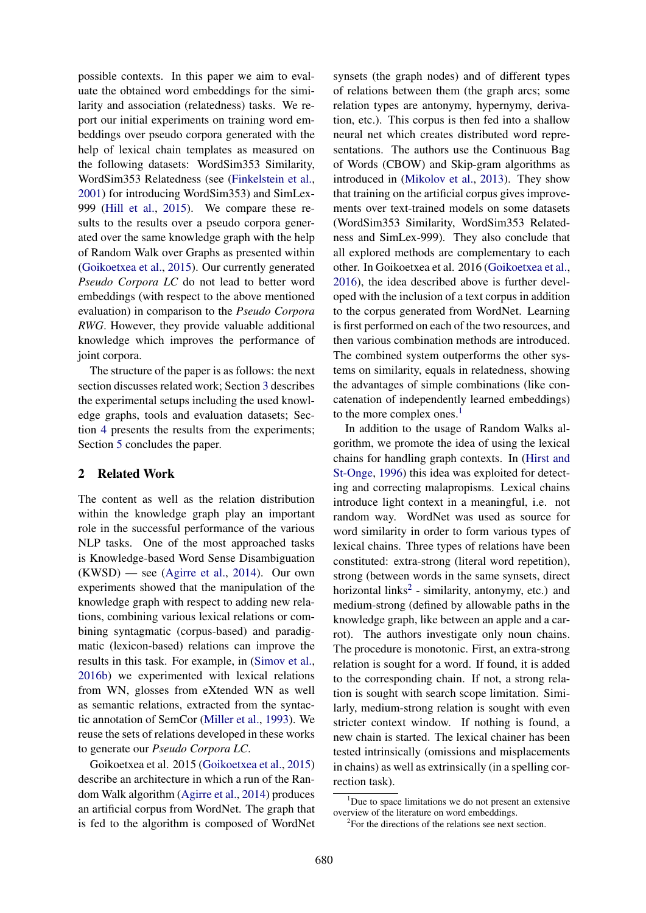possible contexts. In this paper we aim to evaluate the obtained word embeddings for the similarity and association (relatedness) tasks. We report our initial experiments on training word embeddings over pseudo corpora generated with the help of lexical chain templates as measured on the following datasets: WordSim353 Similarity, WordSim353 Relatedness (see (Finkelstein et al., 2001) for introducing WordSim353) and SimLex-999 (Hill et al., 2015). We compare these results to the results over a pseudo corpora generated over the same knowledge graph with the help of Random Walk over Graphs as presented within (Goikoetxea et al., 2015). Our currently generated *Pseudo Corpora LC* do not lead to better word embeddings (with respect to the above mentioned evaluation) in comparison to the *Pseudo Corpora RWG*. However, they provide valuable additional knowledge which improves the performance of joint corpora.

The structure of the paper is as follows: the next section discusses related work; Section 3 describes the experimental setups including the used knowledge graphs, tools and evaluation datasets; Section 4 presents the results from the experiments; Section 5 concludes the paper.

## 2 Related Work

The content as well as the relation distribution within the knowledge graph play an important role in the successful performance of the various NLP tasks. One of the most approached tasks is Knowledge-based Word Sense Disambiguation (KWSD) — see (Agirre et al., 2014). Our own experiments showed that the manipulation of the knowledge graph with respect to adding new relations, combining various lexical relations or combining syntagmatic (corpus-based) and paradigmatic (lexicon-based) relations can improve the results in this task. For example, in (Simov et al., 2016b) we experimented with lexical relations from WN, glosses from eXtended WN as well as semantic relations, extracted from the syntactic annotation of SemCor (Miller et al., 1993). We reuse the sets of relations developed in these works to generate our *Pseudo Corpora LC*.

Goikoetxea et al. 2015 (Goikoetxea et al., 2015) describe an architecture in which a run of the Random Walk algorithm (Agirre et al., 2014) produces an artificial corpus from WordNet. The graph that is fed to the algorithm is composed of WordNet synsets (the graph nodes) and of different types of relations between them (the graph arcs; some relation types are antonymy, hypernymy, derivation, etc.). This corpus is then fed into a shallow neural net which creates distributed word representations. The authors use the Continuous Bag of Words (CBOW) and Skip-gram algorithms as introduced in (Mikolov et al., 2013). They show that training on the artificial corpus gives improvements over text-trained models on some datasets (WordSim353 Similarity, WordSim353 Relatedness and SimLex-999). They also conclude that all explored methods are complementary to each other. In Goikoetxea et al. 2016 (Goikoetxea et al., 2016), the idea described above is further developed with the inclusion of a text corpus in addition to the corpus generated from WordNet. Learning is first performed on each of the two resources, and then various combination methods are introduced. The combined system outperforms the other systems on similarity, equals in relatedness, showing the advantages of simple combinations (like concatenation of independently learned embeddings) to the more complex ones.[1]

In addition to the usage of Random Walks algorithm, we promote the idea of using the lexical chains for handling graph contexts. In (Hirst and St-Onge, 1996) this idea was exploited for detecting and correcting malapropisms. Lexical chains introduce light context in a meaningful, i.e. not random way. WordNet was used as source for word similarity in order to form various types of lexical chains. Three types of relations have been constituted: extra-strong (literal word repetition), strong (between words in the same synsets, direct horizontal links[2] - similarity, antonymy, etc.) and medium-strong (defined by allowable paths in the knowledge graph, like between an apple and a carrot). The authors investigate only noun chains. The procedure is monotonic. First, an extra-strong relation is sought for a word. If found, it is added to the corresponding chain. If not, a strong relation is sought with search scope limitation. Similarly, medium-strong relation is sought with even stricter context window. If nothing is found, a new chain is started. The lexical chainer has been tested intrinsically (omissions and misplacements in chains) as well as extrinsically (in a spelling correction task).

[1] Due to space limitations we do not present an extensive overview of the literature on word embeddings.

[2] For the directions of the relations see next section.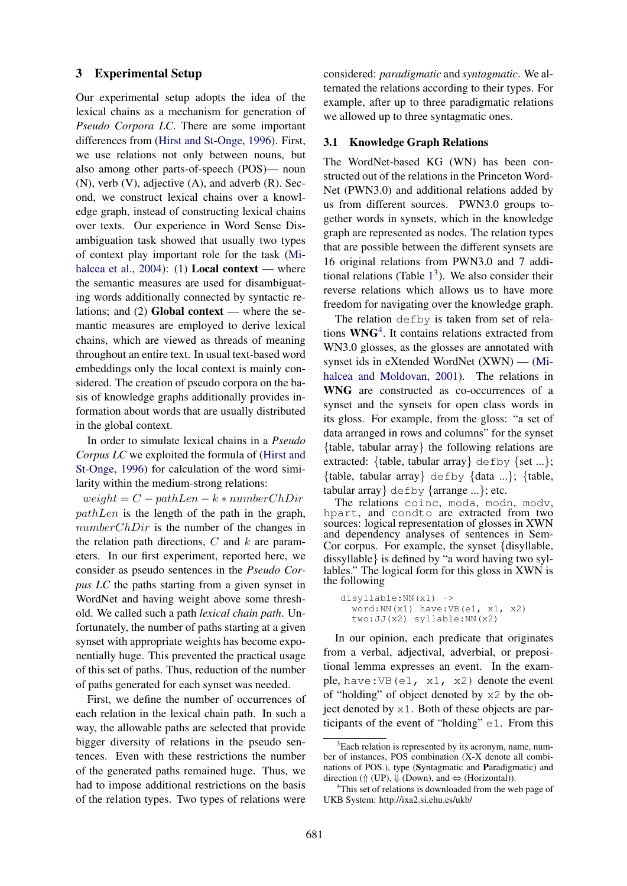## 3 Experimental Setup

Our experimental setup adopts the idea of the lexical chains as a mechanism for generation of *Pseudo Corpora LC*. There are some important differences from (Hirst and St-Onge, 1996). First, we use relations not only between nouns, but also among other parts-of-speech (POS)— noun (N), verb (V), adjective (A), and adverb (R). Second, we construct lexical chains over a knowledge graph, instead of constructing lexical chains over texts. Our experience in Word Sense Disambiguation task showed that usually two types of context play important role for the task (Mihalcea et al., 2004): (1) **Local context** — where the semantic measures are used for disambiguating words additionally connected by syntactic relations; and (2) **Global context** — where the semantic measures are employed to derive lexical chains, which are viewed as threads of meaning throughout an entire text. In usual text-based word embeddings only the local context is mainly considered. The creation of pseudo corpora on the basis of knowledge graphs additionally provides information about words that are usually distributed in the global context.

In order to simulate lexical chains in a *Pseudo Corpus LC* we exploited the formula of (Hirst and St-Onge, 1996) for calculation of the word similarity within the medium-strong relations:

$$weight = C - pathLen - k * numberChDir$$

$pathLen$ is the length of the path in the graph, $numberChDir$ is the number of the changes in the relation path directions, $C$ and $k$ are parameters. In our first experiment, reported here, we consider as pseudo sentences in the *Pseudo Corpus LC* the paths starting from a given synset in WordNet and having weight above some threshold. We called such a path *lexical chain path*. Unfortunately, the number of paths starting at a given synset with appropriate weights has become exponentially huge. This prevented the practical usage of this set of paths. Thus, reduction of the number of paths generated for each synset was needed.

First, we define the number of occurrences of each relation in the lexical chain path. In such a way, the allowable paths are selected that provide bigger diversity of relations in the pseudo sentences. Even with these restrictions the number of the generated paths remained huge. Thus, we had to impose additional restrictions on the basis of the relation types. Two types of relations were considered: *paradigmatic* and *syntagmatic*. We alternated the relations according to their types. For example, after up to three paradigmatic relations we allowed up to three syntagmatic ones.

### 3.1 Knowledge Graph Relations

The WordNet-based KG (WN) has been constructed out of the relations in the Princeton WordNet (PWN3.0) and additional relations added by us from different sources. PWN3.0 groups together words in synsets, which in the knowledge graph are represented as nodes. The relation types that are possible between the different synsets are 16 original relations from PWN3.0 and 7 additional relations (Table 1[3]). We also consider their reverse relations which allows us to have more freedom for navigating over the knowledge graph.

The relation `defby` is taken from set of relations **WNG**[4]. It contains relations extracted from WN3.0 glosses, as the glosses are annotated with synset ids in eXtended WordNet (XWN) — (Mihalcea and Moldovan, 2001). The relations in **WNG** are constructed as co-occurrences of a synset and the synsets for open class words in its gloss. For example, from the gloss: "a set of data arranged in rows and columns" for the synset {table, tabular array} the following relations are extracted: {table, tabular array} `defby` {set ...}; {table, tabular array} `defby` {data ...}; {table, tabular array} `defby` {arrange ...}; etc.

The relations `coinc`, `moda`, `modn`, `modv`, `hpart`, and `condto` are extracted from two sources: logical representation of glosses in XWN and dependency analyses of sentences in SemCor corpus. For example, the synset {disyllable, dissyllable} is defined by "a word having two syllables." The logical form for this gloss in XWN is the following

```
disyllable:NN(x1) ->
  word:NN(x1) have:VB(e1, x1, x2)
  two:JJ(x2) syllable:NN(x2)
```

In our opinion, each predicate that originates from a verbal, adjectival, adverbial, or prepositional lemma expresses an event. In the example, `have:VB(e1, x1, x2)` denote the event of "holding" of object denoted by `x2` by the object denoted by `x1`. Both of these objects are participants of the event of "holding" `e1`. From this

[3] Each relation is represented by its acronym, name, number of instances, POS combination (X-X denote all combinations of POS.), type (**S**yntagmatic and **P**aradigmatic) and direction (⇑ (UP), ⇓ (Down), and ⇔ (Horizontal)).

[4] This set of relations is downloaded from the web page of UKB System: http://ixa2.si.ehu.es/ukb/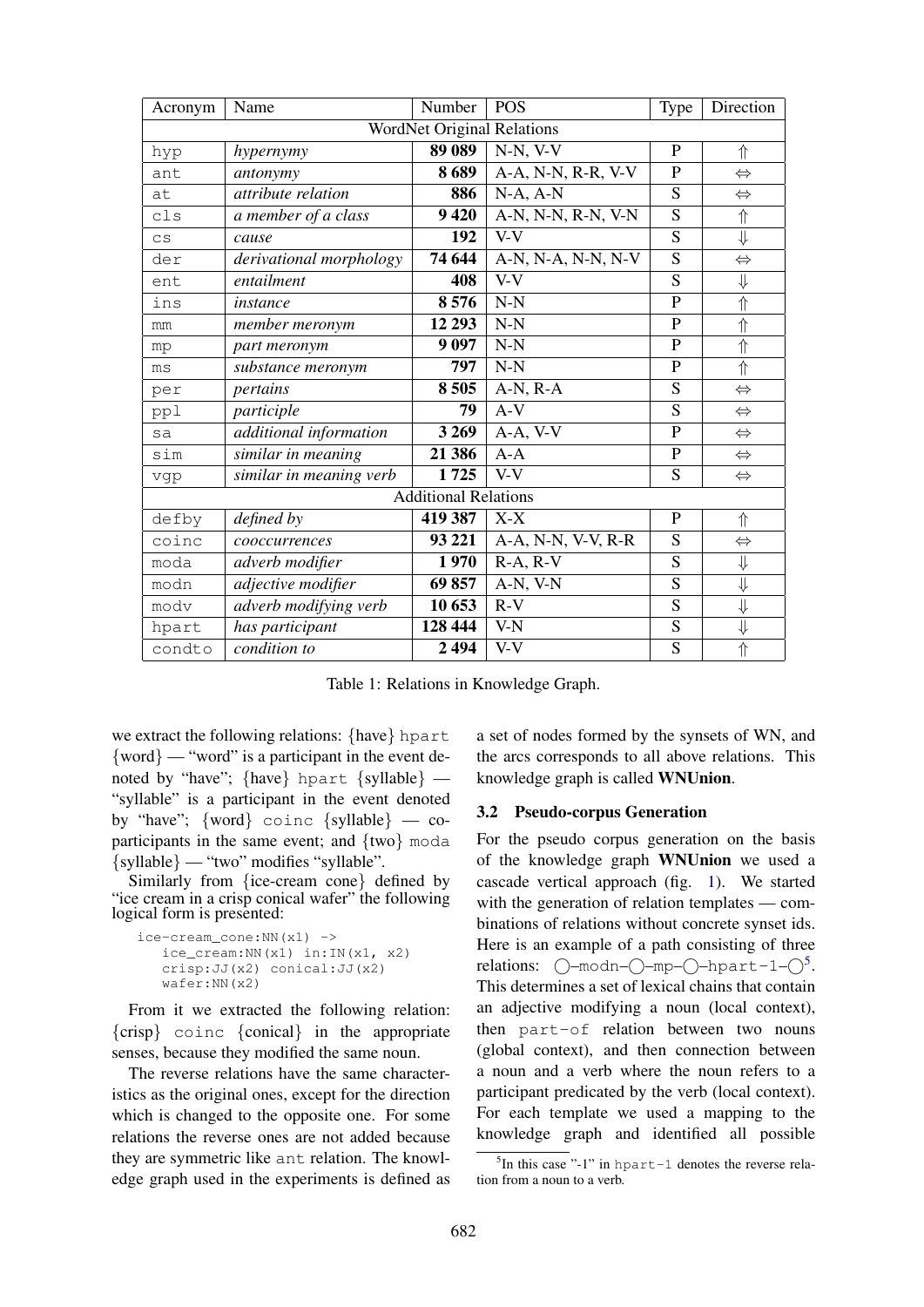| Acronym | Name | Number | POS | Type | Direction |
|---|---|---|---|---|---|
| WordNet Original Relations | | | | | |
| hyp | *hypernymy* | **89 089** | N-N, V-V | P | ⇑ |
| ant | *antonymy* | **8 689** | A-A, N-N, R-R, V-V | P | ⇔ |
| at | *attribute relation* | **886** | N-A, A-N | S | ⇔ |
| cls | *a member of a class* | **9 420** | A-N, N-N, R-N, V-N | S | ⇑ |
| cs | *cause* | **192** | V-V | S | ⇓ |
| der | *derivational morphology* | **74 644** | A-N, N-A, N-N, N-V | S | ⇔ |
| ent | *entailment* | **408** | V-V | S | ⇓ |
| ins | *instance* | **8 576** | N-N | P | ⇑ |
| mm | *member meronym* | **12 293** | N-N | P | ⇑ |
| mp | *part meronym* | **9 097** | N-N | P | ⇑ |
| ms | *substance meronym* | **797** | N-N | P | ⇑ |
| per | *pertains* | **8 505** | A-N, R-A | S | ⇔ |
| ppl | *participle* | **79** | A-V | S | ⇔ |
| sa | *additional information* | **3 269** | A-A, V-V | P | ⇔ |
| sim | *similar in meaning* | **21 386** | A-A | P | ⇔ |
| vgp | *similar in meaning verb* | **1 725** | V-V | S | ⇔ |
| Additional Relations | | | | | |
| defby | *defined by* | **419 387** | X-X | P | ⇑ |
| coinc | *cooccurrences* | **93 221** | A-A, N-N, V-V, R-R | S | ⇔ |
| moda | *adverb modifier* | **1 970** | R-A, R-V | S | ⇓ |
| modn | *adjective modifier* | **69 857** | A-N, V-N | S | ⇓ |
| modv | *adverb modifying verb* | **10 653** | R-V | S | ⇓ |
| hpart | *has participant* | **128 444** | V-N | S | ⇓ |
| condto | *condition to* | **2 494** | V-V | S | ⇑ |

Table 1: Relations in Knowledge Graph.

we extract the following relations: {have} hpart {word} — "word" is a participant in the event denoted by "have"; {have} hpart {syllable} — "syllable" is a participant in the event denoted by "have"; {word} coinc {syllable} — co-participants in the same event; and {two} moda {syllable} — "two" modifies "syllable".

Similarly from {ice-cream cone} defined by "ice cream in a crisp conical wafer" the following logical form is presented:

```
ice-cream_cone:NN(x1) ->
   ice_cream:NN(x1) in:IN(x1, x2)
   crisp:JJ(x2) conical:JJ(x2)
   wafer:NN(x2)
```

From it we extracted the following relation: {crisp} coinc {conical} in the appropriate senses, because they modified the same noun.

The reverse relations have the same characteristics as the original ones, except for the direction which is changed to the opposite one. For some relations the reverse ones are not added because they are symmetric like ant relation. The knowledge graph used in the experiments is defined as a set of nodes formed by the synsets of WN, and the arcs corresponds to all above relations. This knowledge graph is called **WNUnion**.

### 3.2 Pseudo-corpus Generation

For the pseudo corpus generation on the basis of the knowledge graph **WNUnion** we used a cascade vertical approach (fig. 1). We started with the generation of relation templates — combinations of relations without concrete synset ids. Here is an example of a path consisting of three relations: ◯–modn–◯–mp–◯–hpart-1–◯[5]. This determines a set of lexical chains that contain an adjective modifying a noun (local context), then part-of relation between two nouns (global context), and then connection between a noun and a verb where the noun refers to a participant predicated by the verb (local context). For each template we used a mapping to the knowledge graph and identified all possible

[5] In this case "-1" in hpart-1 denotes the reverse relation from a noun to a verb.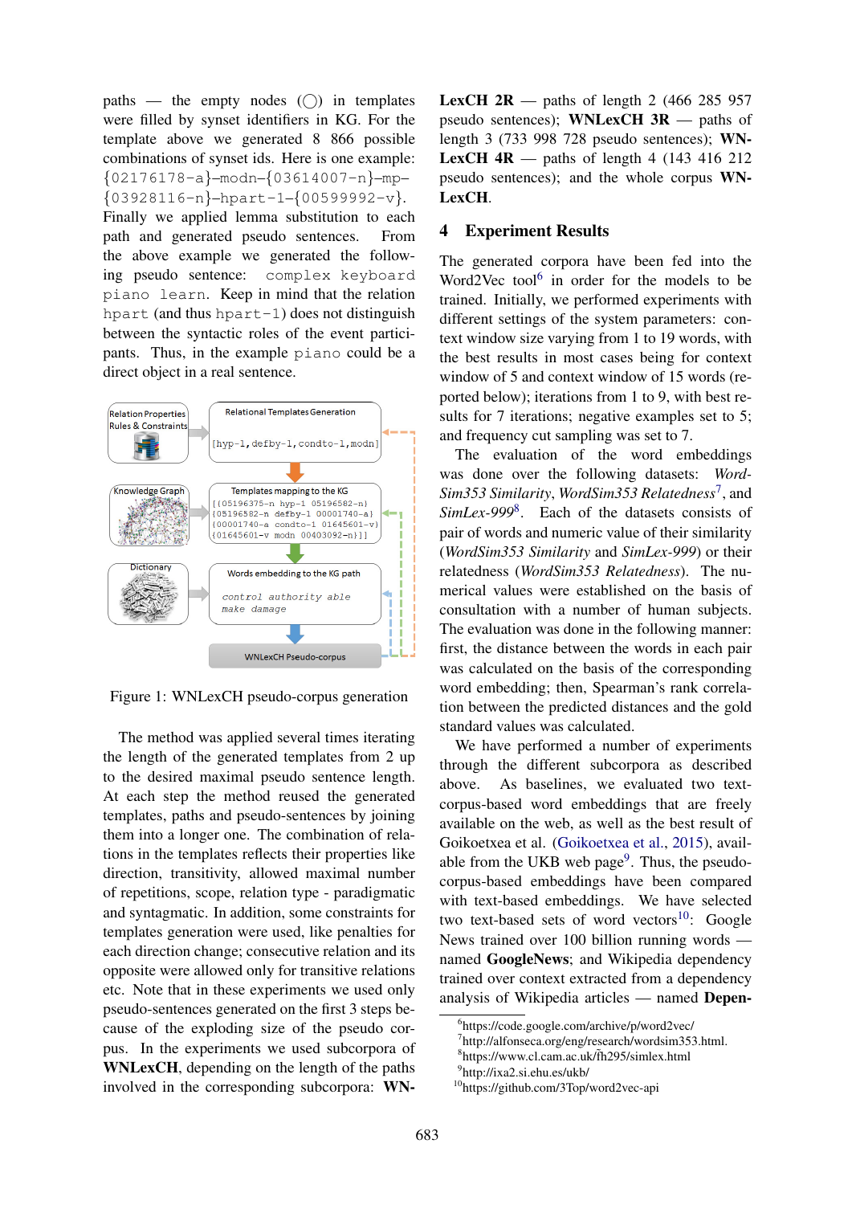paths — the empty nodes (◯) in templates were filled by synset identifiers in KG. For the template above we generated 8 866 possible combinations of synset ids. Here is one example: `{02176178-a}–modn–{03614007-n}–mp–{03928116-n}–hpart-1–{00599992-v}`. Finally we applied lemma substitution to each path and generated pseudo sentences. From the above example we generated the following pseudo sentence: `complex keyboard piano learn`. Keep in mind that the relation `hpart` (and thus `hpart-1`) does not distinguish between the syntactic roles of the event participants. Thus, in the example `piano` could be a direct object in a real sentence.

Figure 1: WNLexCH pseudo-corpus generation

The method was applied several times iterating the length of the generated templates from 2 up to the desired maximal pseudo sentence length. At each step the method reused the generated templates, paths and pseudo-sentences by joining them into a longer one. The combination of relations in the templates reflects their properties like direction, transitivity, allowed maximal number of repetitions, scope, relation type - paradigmatic and syntagmatic. In addition, some constraints for templates generation were used, like penalties for each direction change; consecutive relation and its opposite were allowed only for transitive relations etc. Note that in these experiments we used only pseudo-sentences generated on the first 3 steps because of the exploding size of the pseudo corpus. In the experiments we used subcorpora of **WNLexCH**, depending on the length of the paths involved in the corresponding subcorpora: **WN-LexCH 2R** — paths of length 2 (466 285 957 pseudo sentences); **WNLexCH 3R** — paths of length 3 (733 998 728 pseudo sentences); **WN-LexCH 4R** — paths of length 4 (143 416 212 pseudo sentences); and the whole corpus **WN-LexCH**.

## 4 Experiment Results

The generated corpora have been fed into the Word2Vec tool[6] in order for the models to be trained. Initially, we performed experiments with different settings of the system parameters: context window size varying from 1 to 19 words, with the best results in most cases being for context window of 5 and context window of 15 words (reported below); iterations from 1 to 9, with best results for 7 iterations; negative examples set to 5; and frequency cut sampling was set to 7.

The evaluation of the word embeddings was done over the following datasets: *WordSim353 Similarity*, *WordSim353 Relatedness*[7], and *SimLex-999*[8]. Each of the datasets consists of pair of words and numeric value of their similarity (*WordSim353 Similarity* and *SimLex-999*) or their relatedness (*WordSim353 Relatedness*). The numerical values were established on the basis of consultation with a number of human subjects. The evaluation was done in the following manner: first, the distance between the words in each pair was calculated on the basis of the corresponding word embedding; then, Spearman's rank correlation between the predicted distances and the gold standard values was calculated.

We have performed a number of experiments through the different subcorpora as described above. As baselines, we evaluated two text-corpus-based word embeddings that are freely available on the web, as well as the best result of Goikoetxea et al. (Goikoetxea et al., 2015), available from the UKB web page[9]. Thus, the pseudo-corpus-based embeddings have been compared with text-based embeddings. We have selected two text-based sets of word vectors[10]: Google News trained over 100 billion running words — named **GoogleNews**; and Wikipedia dependency trained over context extracted from a dependency analysis of Wikipedia articles — named **Depen-**

[6] https://code.google.com/archive/p/word2vec/
[7] http://alfonseca.org/eng/research/wordsim353.html.
[8] https://www.cl.cam.ac.uk/fh295/simlex.html
[9] http://ixa2.si.ehu.es/ukb/
[10] https://github.com/3Top/word2vec-api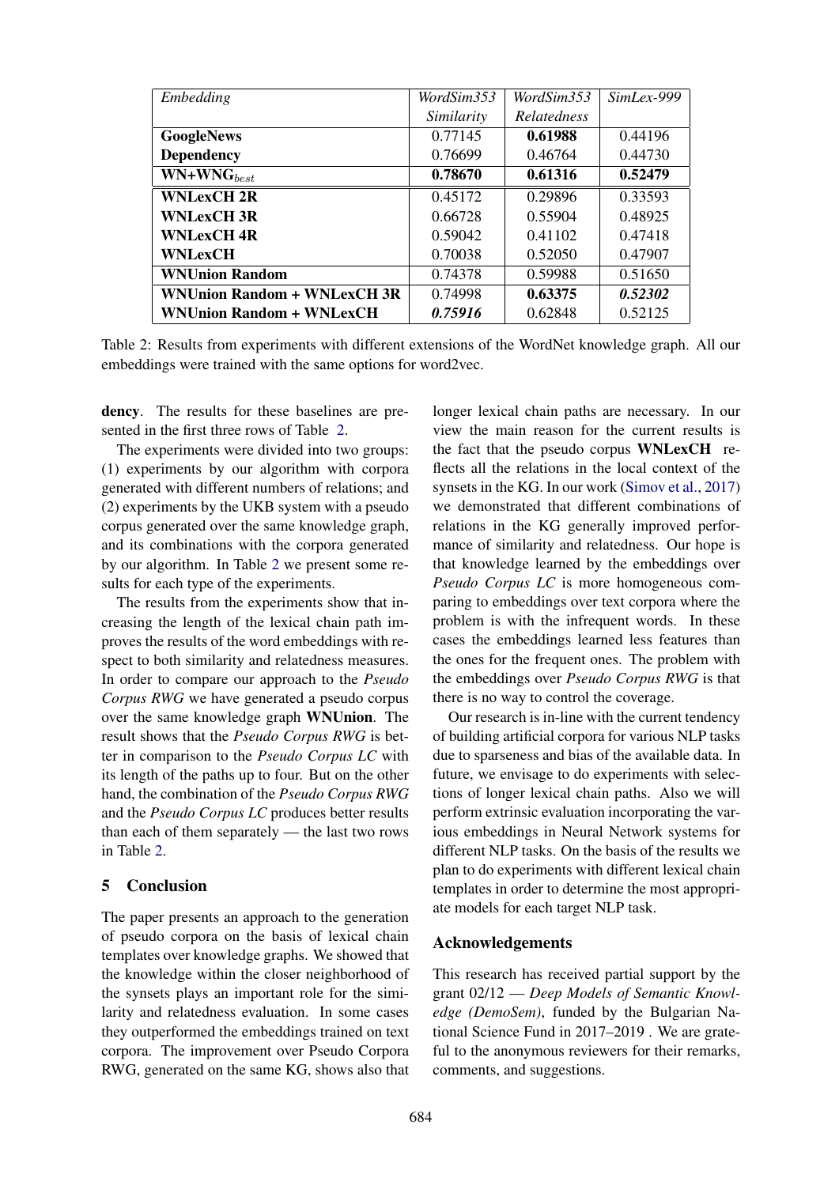| *Embedding* | *WordSim353 Similarity* | *WordSim353 Relatedness* | *SimLex-999* |
|---|---|---|---|
| **GoogleNews** | 0.77145 | **0.61988** | 0.44196 |
| **Dependency** | 0.76699 | 0.46764 | 0.44730 |
| **WN+WNG$_{best}$** | **0.78670** | **0.61316** | **0.52479** |
| **WNLexCH 2R** | 0.45172 | 0.29896 | 0.33593 |
| **WNLexCH 3R** | 0.66728 | 0.55904 | 0.48925 |
| **WNLexCH 4R** | 0.59042 | 0.41102 | 0.47418 |
| **WNLexCH** | 0.70038 | 0.52050 | 0.47907 |
| **WNUnion Random** | 0.74378 | 0.59988 | 0.51650 |
| **WNUnion Random + WNLexCH 3R** | 0.74998 | **0.63375** | ***0.52302*** |
| **WNUnion Random + WNLexCH** | ***0.75916*** | 0.62848 | 0.52125 |

Table 2: Results from experiments with different extensions of the WordNet knowledge graph. All our embeddings were trained with the same options for word2vec.

**dency**. The results for these baselines are presented in the first three rows of Table 2.

The experiments were divided into two groups: (1) experiments by our algorithm with corpora generated with different numbers of relations; and (2) experiments by the UKB system with a pseudo corpus generated over the same knowledge graph, and its combinations with the corpora generated by our algorithm. In Table 2 we present some results for each type of the experiments.

The results from the experiments show that increasing the length of the lexical chain path improves the results of the word embeddings with respect to both similarity and relatedness measures. In order to compare our approach to the *Pseudo Corpus RWG* we have generated a pseudo corpus over the same knowledge graph **WNUnion**. The result shows that the *Pseudo Corpus RWG* is better in comparison to the *Pseudo Corpus LC* with its length of the paths up to four. But on the other hand, the combination of the *Pseudo Corpus RWG* and the *Pseudo Corpus LC* produces better results than each of them separately — the last two rows in Table 2.

## 5 Conclusion

The paper presents an approach to the generation of pseudo corpora on the basis of lexical chain templates over knowledge graphs. We showed that the knowledge within the closer neighborhood of the synsets plays an important role for the similarity and relatedness evaluation. In some cases they outperformed the embeddings trained on text corpora. The improvement over Pseudo Corpora RWG, generated on the same KG, shows also that longer lexical chain paths are necessary. In our view the main reason for the current results is the fact that the pseudo corpus **WNLexCH** reflects all the relations in the local context of the synsets in the KG. In our work (Simov et al., 2017) we demonstrated that different combinations of relations in the KG generally improved performance of similarity and relatedness. Our hope is that knowledge learned by the embeddings over *Pseudo Corpus LC* is more homogeneous comparing to embeddings over text corpora where the problem is with the infrequent words. In these cases the embeddings learned less features than the ones for the frequent ones. The problem with the embeddings over *Pseudo Corpus RWG* is that there is no way to control the coverage.

Our research is in-line with the current tendency of building artificial corpora for various NLP tasks due to sparseness and bias of the available data. In future, we envisage to do experiments with selections of longer lexical chain paths. Also we will perform extrinsic evaluation incorporating the various embeddings in Neural Network systems for different NLP tasks. On the basis of the results we plan to do experiments with different lexical chain templates in order to determine the most appropriate models for each target NLP task.

## Acknowledgements

This research has received partial support by the grant 02/12 — *Deep Models of Semantic Knowledge (DemoSem)*, funded by the Bulgarian National Science Fund in 2017–2019 . We are grateful to the anonymous reviewers for their remarks, comments, and suggestions.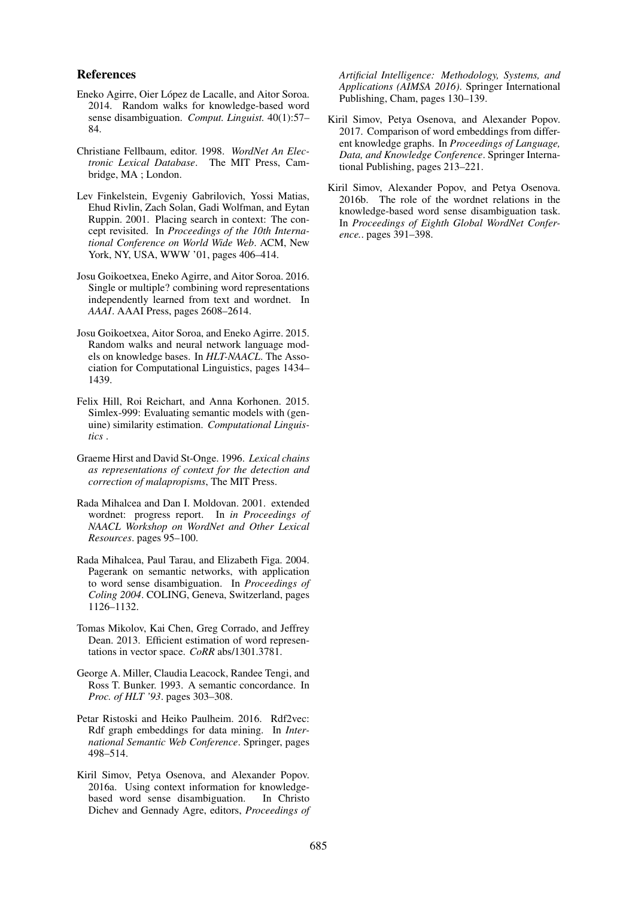## References

Eneko Agirre, Oier López de Lacalle, and Aitor Soroa. 2014. Random walks for knowledge-based word sense disambiguation. *Comput. Linguist.* 40(1):57–84.

Christiane Fellbaum, editor. 1998. *WordNet An Electronic Lexical Database*. The MIT Press, Cambridge, MA ; London.

Lev Finkelstein, Evgeniy Gabrilovich, Yossi Matias, Ehud Rivlin, Zach Solan, Gadi Wolfman, and Eytan Ruppin. 2001. Placing search in context: The concept revisited. In *Proceedings of the 10th International Conference on World Wide Web*. ACM, New York, NY, USA, WWW '01, pages 406–414.

Josu Goikoetxea, Eneko Agirre, and Aitor Soroa. 2016. Single or multiple? combining word representations independently learned from text and wordnet. In *AAAI*. AAAI Press, pages 2608–2614.

Josu Goikoetxea, Aitor Soroa, and Eneko Agirre. 2015. Random walks and neural network language models on knowledge bases. In *HLT-NAACL*. The Association for Computational Linguistics, pages 1434–1439.

Felix Hill, Roi Reichart, and Anna Korhonen. 2015. Simlex-999: Evaluating semantic models with (genuine) similarity estimation. *Computational Linguistics* .

Graeme Hirst and David St-Onge. 1996. *Lexical chains as representations of context for the detection and correction of malapropisms*, The MIT Press.

Rada Mihalcea and Dan I. Moldovan. 2001. extended wordnet: progress report. In *in Proceedings of NAACL Workshop on WordNet and Other Lexical Resources*. pages 95–100.

Rada Mihalcea, Paul Tarau, and Elizabeth Figa. 2004. Pagerank on semantic networks, with application to word sense disambiguation. In *Proceedings of Coling 2004*. COLING, Geneva, Switzerland, pages 1126–1132.

Tomas Mikolov, Kai Chen, Greg Corrado, and Jeffrey Dean. 2013. Efficient estimation of word representations in vector space. *CoRR* abs/1301.3781.

George A. Miller, Claudia Leacock, Randee Tengi, and Ross T. Bunker. 1993. A semantic concordance. In *Proc. of HLT '93*. pages 303–308.

Petar Ristoski and Heiko Paulheim. 2016. Rdf2vec: Rdf graph embeddings for data mining. In *International Semantic Web Conference*. Springer, pages 498–514.

Kiril Simov, Petya Osenova, and Alexander Popov. 2016a. Using context information for knowledge-based word sense disambiguation. In Christo Dichev and Gennady Agre, editors, *Proceedings of Artificial Intelligence: Methodology, Systems, and Applications (AIMSA 2016)*. Springer International Publishing, Cham, pages 130–139.

Kiril Simov, Petya Osenova, and Alexander Popov. 2017. Comparison of word embeddings from different knowledge graphs. In *Proceedings of Language, Data, and Knowledge Conference*. Springer International Publishing, pages 213–221.

Kiril Simov, Alexander Popov, and Petya Osenova. 2016b. The role of the wordnet relations in the knowledge-based word sense disambiguation task. In *Proceedings of Eighth Global WordNet Conference.*. pages 391–398.